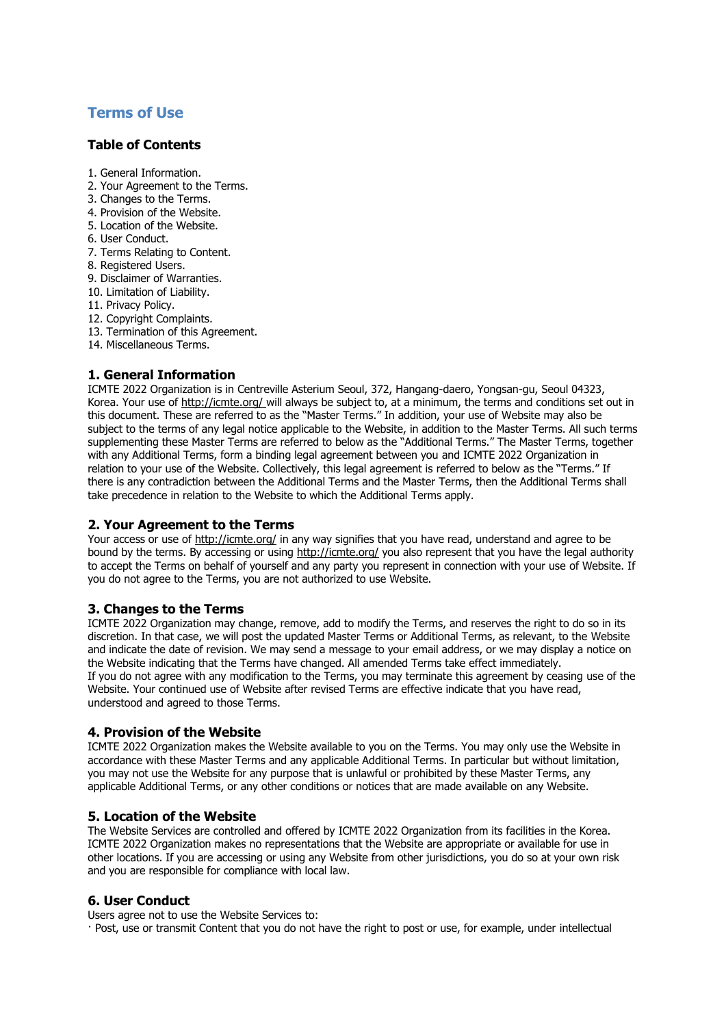# Terms of Use

## Table of Contents

1. General Information.
2. Your Agreement to the Terms.
3. Changes to the Terms.
4. Provision of the Website.
5. Location of the Website.
6. User Conduct.
7. Terms Relating to Content.
8. Registered Users.
9. Disclaimer of Warranties.
10. Limitation of Liability.
11. Privacy Policy.
12. Copyright Complaints.
13. Termination of this Agreement.
14. Miscellaneous Terms.

## 1. General Information

ICMTE 2022 Organization is in Centreville Asterium Seoul, 372, Hangang-daero, Yongsan-gu, Seoul 04323, Korea. Your use of http://icmte.org/ will always be subject to, at a minimum, the terms and conditions set out in this document. These are referred to as the "Master Terms." In addition, your use of Website may also be subject to the terms of any legal notice applicable to the Website, in addition to the Master Terms. All such terms supplementing these Master Terms are referred to below as the "Additional Terms." The Master Terms, together with any Additional Terms, form a binding legal agreement between you and ICMTE 2022 Organization in relation to your use of the Website. Collectively, this legal agreement is referred to below as the "Terms." If there is any contradiction between the Additional Terms and the Master Terms, then the Additional Terms shall take precedence in relation to the Website to which the Additional Terms apply.

## 2. Your Agreement to the Terms

Your access or use of http://icmte.org/ in any way signifies that you have read, understand and agree to be bound by the terms. By accessing or using http://icmte.org/ you also represent that you have the legal authority to accept the Terms on behalf of yourself and any party you represent in connection with your use of Website. If you do not agree to the Terms, you are not authorized to use Website.

## 3. Changes to the Terms

ICMTE 2022 Organization may change, remove, add to modify the Terms, and reserves the right to do so in its discretion. In that case, we will post the updated Master Terms or Additional Terms, as relevant, to the Website and indicate the date of revision. We may send a message to your email address, or we may display a notice on the Website indicating that the Terms have changed. All amended Terms take effect immediately.
If you do not agree with any modification to the Terms, you may terminate this agreement by ceasing use of the Website. Your continued use of Website after revised Terms are effective indicate that you have read, understood and agreed to those Terms.

## 4. Provision of the Website

ICMTE 2022 Organization makes the Website available to you on the Terms. You may only use the Website in accordance with these Master Terms and any applicable Additional Terms. In particular but without limitation, you may not use the Website for any purpose that is unlawful or prohibited by these Master Terms, any applicable Additional Terms, or any other conditions or notices that are made available on any Website.

## 5. Location of the Website

The Website Services are controlled and offered by ICMTE 2022 Organization from its facilities in the Korea. ICMTE 2022 Organization makes no representations that the Website are appropriate or available for use in other locations. If you are accessing or using any Website from other jurisdictions, you do so at your own risk and you are responsible for compliance with local law.

## 6. User Conduct

Users agree not to use the Website Services to:

· Post, use or transmit Content that you do not have the right to post or use, for example, under intellectual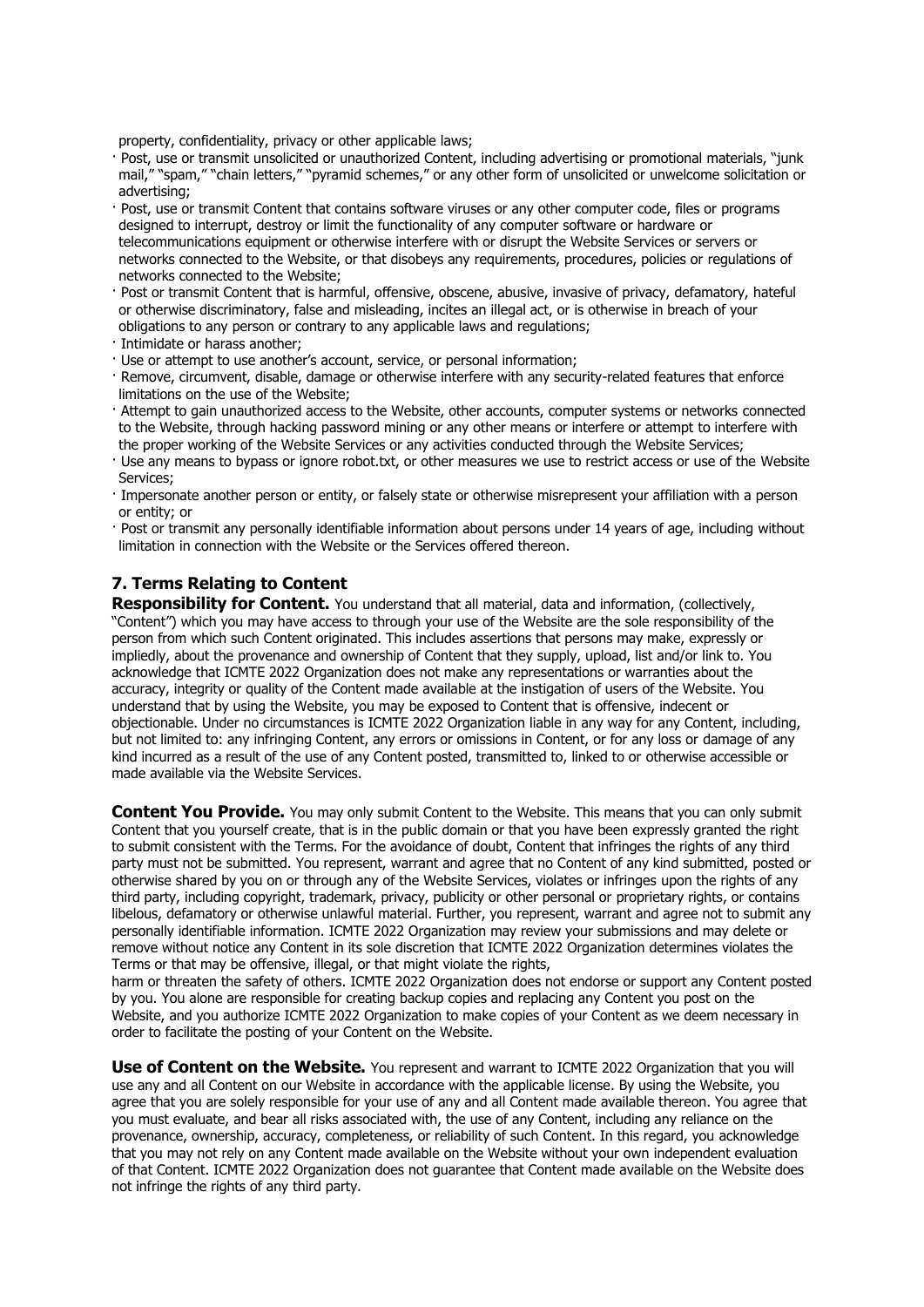property, confidentiality, privacy or other applicable laws;

- Post, use or transmit unsolicited or unauthorized Content, including advertising or promotional materials, "junk mail," "spam," "chain letters," "pyramid schemes," or any other form of unsolicited or unwelcome solicitation or advertising;
- Post, use or transmit Content that contains software viruses or any other computer code, files or programs designed to interrupt, destroy or limit the functionality of any computer software or hardware or telecommunications equipment or otherwise interfere with or disrupt the Website Services or servers or networks connected to the Website, or that disobeys any requirements, procedures, policies or regulations of networks connected to the Website;
- Post or transmit Content that is harmful, offensive, obscene, abusive, invasive of privacy, defamatory, hateful or otherwise discriminatory, false and misleading, incites an illegal act, or is otherwise in breach of your obligations to any person or contrary to any applicable laws and regulations;
- Intimidate or harass another;
- Use or attempt to use another's account, service, or personal information;
- Remove, circumvent, disable, damage or otherwise interfere with any security-related features that enforce limitations on the use of the Website;
- Attempt to gain unauthorized access to the Website, other accounts, computer systems or networks connected to the Website, through hacking password mining or any other means or interfere or attempt to interfere with the proper working of the Website Services or any activities conducted through the Website Services;
- Use any means to bypass or ignore robot.txt, or other measures we use to restrict access or use of the Website Services;
- Impersonate another person or entity, or falsely state or otherwise misrepresent your affiliation with a person or entity; or
- Post or transmit any personally identifiable information about persons under 14 years of age, including without limitation in connection with the Website or the Services offered thereon.

## 7. Terms Relating to Content

**Responsibility for Content.** You understand that all material, data and information, (collectively, "Content") which you may have access to through your use of the Website are the sole responsibility of the person from which such Content originated. This includes assertions that persons may make, expressly or impliedly, about the provenance and ownership of Content that they supply, upload, list and/or link to. You acknowledge that ICMTE 2022 Organization does not make any representations or warranties about the accuracy, integrity or quality of the Content made available at the instigation of users of the Website. You understand that by using the Website, you may be exposed to Content that is offensive, indecent or objectionable. Under no circumstances is ICMTE 2022 Organization liable in any way for any Content, including, but not limited to: any infringing Content, any errors or omissions in Content, or for any loss or damage of any kind incurred as a result of the use of any Content posted, transmitted to, linked to or otherwise accessible or made available via the Website Services.

**Content You Provide.** You may only submit Content to the Website. This means that you can only submit Content that you yourself create, that is in the public domain or that you have been expressly granted the right to submit consistent with the Terms. For the avoidance of doubt, Content that infringes the rights of any third party must not be submitted. You represent, warrant and agree that no Content of any kind submitted, posted or otherwise shared by you on or through any of the Website Services, violates or infringes upon the rights of any third party, including copyright, trademark, privacy, publicity or other personal or proprietary rights, or contains libelous, defamatory or otherwise unlawful material. Further, you represent, warrant and agree not to submit any personally identifiable information. ICMTE 2022 Organization may review your submissions and may delete or remove without notice any Content in its sole discretion that ICMTE 2022 Organization determines violates the Terms or that may be offensive, illegal, or that might violate the rights,
harm or threaten the safety of others. ICMTE 2022 Organization does not endorse or support any Content posted by you. You alone are responsible for creating backup copies and replacing any Content you post on the Website, and you authorize ICMTE 2022 Organization to make copies of your Content as we deem necessary in order to facilitate the posting of your Content on the Website.

**Use of Content on the Website.** You represent and warrant to ICMTE 2022 Organization that you will use any and all Content on our Website in accordance with the applicable license. By using the Website, you agree that you are solely responsible for your use of any and all Content made available thereon. You agree that you must evaluate, and bear all risks associated with, the use of any Content, including any reliance on the provenance, ownership, accuracy, completeness, or reliability of such Content. In this regard, you acknowledge that you may not rely on any Content made available on the Website without your own independent evaluation of that Content. ICMTE 2022 Organization does not guarantee that Content made available on the Website does not infringe the rights of any third party.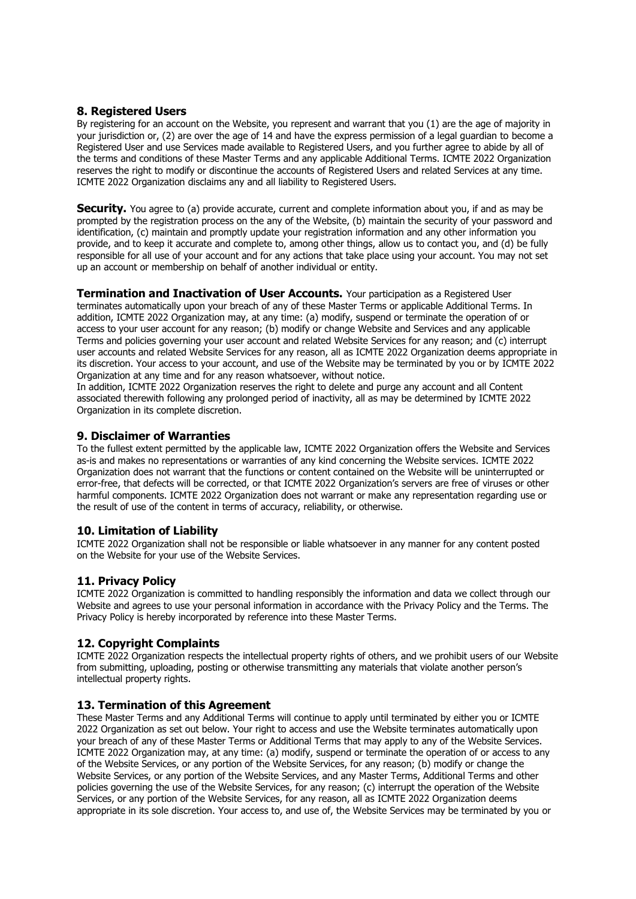## 8. Registered Users

By registering for an account on the Website, you represent and warrant that you (1) are the age of majority in your jurisdiction or, (2) are over the age of 14 and have the express permission of a legal guardian to become a Registered User and use Services made available to Registered Users, and you further agree to abide by all of the terms and conditions of these Master Terms and any applicable Additional Terms. ICMTE 2022 Organization reserves the right to modify or discontinue the accounts of Registered Users and related Services at any time. ICMTE 2022 Organization disclaims any and all liability to Registered Users.

**Security.** You agree to (a) provide accurate, current and complete information about you, if and as may be prompted by the registration process on the any of the Website, (b) maintain the security of your password and identification, (c) maintain and promptly update your registration information and any other information you provide, and to keep it accurate and complete to, among other things, allow us to contact you, and (d) be fully responsible for all use of your account and for any actions that take place using your account. You may not set up an account or membership on behalf of another individual or entity.

**Termination and Inactivation of User Accounts.** Your participation as a Registered User terminates automatically upon your breach of any of these Master Terms or applicable Additional Terms. In addition, ICMTE 2022 Organization may, at any time: (a) modify, suspend or terminate the operation of or access to your user account for any reason; (b) modify or change Website and Services and any applicable Terms and policies governing your user account and related Website Services for any reason; and (c) interrupt user accounts and related Website Services for any reason, all as ICMTE 2022 Organization deems appropriate in its discretion. Your access to your account, and use of the Website may be terminated by you or by ICMTE 2022 Organization at any time and for any reason whatsoever, without notice.
In addition, ICMTE 2022 Organization reserves the right to delete and purge any account and all Content associated therewith following any prolonged period of inactivity, all as may be determined by ICMTE 2022 Organization in its complete discretion.

## 9. Disclaimer of Warranties

To the fullest extent permitted by the applicable law, ICMTE 2022 Organization offers the Website and Services as-is and makes no representations or warranties of any kind concerning the Website services. ICMTE 2022 Organization does not warrant that the functions or content contained on the Website will be uninterrupted or error-free, that defects will be corrected, or that ICMTE 2022 Organization's servers are free of viruses or other harmful components. ICMTE 2022 Organization does not warrant or make any representation regarding use or the result of use of the content in terms of accuracy, reliability, or otherwise.

## 10. Limitation of Liability

ICMTE 2022 Organization shall not be responsible or liable whatsoever in any manner for any content posted on the Website for your use of the Website Services.

## 11. Privacy Policy

ICMTE 2022 Organization is committed to handling responsibly the information and data we collect through our Website and agrees to use your personal information in accordance with the Privacy Policy and the Terms. The Privacy Policy is hereby incorporated by reference into these Master Terms.

## 12. Copyright Complaints

ICMTE 2022 Organization respects the intellectual property rights of others, and we prohibit users of our Website from submitting, uploading, posting or otherwise transmitting any materials that violate another person's intellectual property rights.

## 13. Termination of this Agreement

These Master Terms and any Additional Terms will continue to apply until terminated by either you or ICMTE 2022 Organization as set out below. Your right to access and use the Website terminates automatically upon your breach of any of these Master Terms or Additional Terms that may apply to any of the Website Services. ICMTE 2022 Organization may, at any time: (a) modify, suspend or terminate the operation of or access to any of the Website Services, or any portion of the Website Services, for any reason; (b) modify or change the Website Services, or any portion of the Website Services, and any Master Terms, Additional Terms and other policies governing the use of the Website Services, for any reason; (c) interrupt the operation of the Website Services, or any portion of the Website Services, for any reason, all as ICMTE 2022 Organization deems appropriate in its sole discretion. Your access to, and use of, the Website Services may be terminated by you or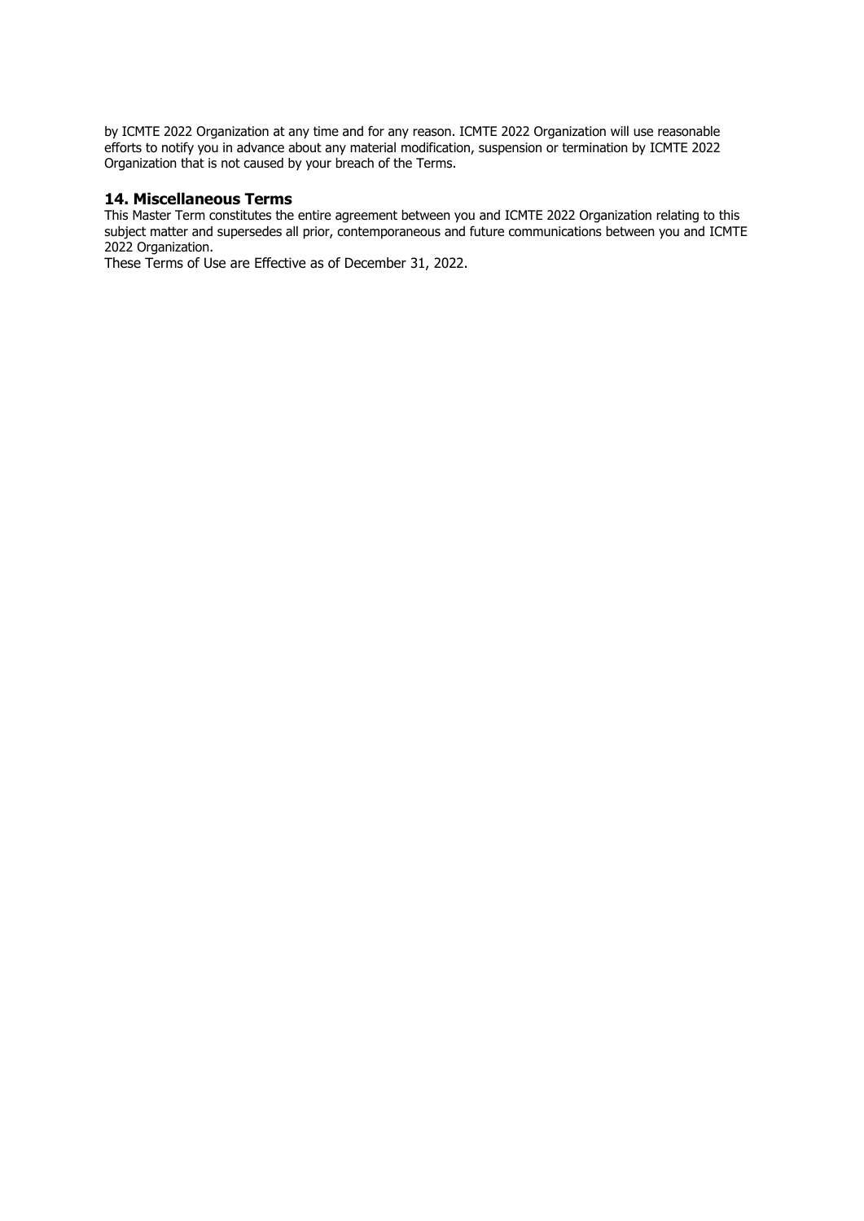by ICMTE 2022 Organization at any time and for any reason. ICMTE 2022 Organization will use reasonable efforts to notify you in advance about any material modification, suspension or termination by ICMTE 2022 Organization that is not caused by your breach of the Terms.

## 14. Miscellaneous Terms

This Master Term constitutes the entire agreement between you and ICMTE 2022 Organization relating to this subject matter and supersedes all prior, contemporaneous and future communications between you and ICMTE 2022 Organization.

These Terms of Use are Effective as of December 31, 2022.